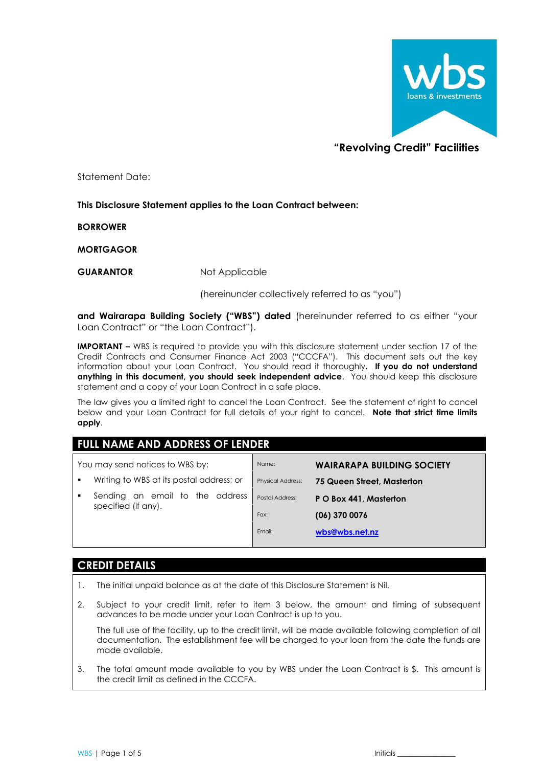# "Revolving Credit" Facilities

Statement Date:

**This Disclosure Statement applies to the Loan Contract between:**

**BORROWER**

**MORTGAGOR**

**GUARANTOR** Not Applicable

(hereinunder collectively referred to as "you")

**and Wairarapa Building Society ("WBS") dated** (hereinunder referred to as either "your Loan Contract" or "the Loan Contract").

**IMPORTANT –** WBS is required to provide you with this disclosure statement under section 17 of the Credit Contracts and Consumer Finance Act 2003 ("CCCFA"). This document sets out the key information about your Loan Contract. You should read it thoroughly**. If you do not understand anything in this document, you should seek independent advice**. You should keep this disclosure statement and a copy of your Loan Contract in a safe place.

The law gives you a limited right to cancel the Loan Contract. See the statement of right to cancel below and your Loan Contract for full details of your right to cancel. **Note that strict time limits apply**.

## FULL NAME AND ADDRESS OF LENDER

You may send notices to WBS by:

- Writing to WBS at its postal address; or
- Sending an email to the address specified (if any).

| | |
|---|---|
| Name: | **WAIRARAPA BUILDING SOCIETY** |
| Physical Address: | **75 Queen Street, Masterton** |
| Postal Address: | **P O Box 441, Masterton** |
| Fax: | **(06) 370 0076** |
| Email: | **wbs@wbs.net.nz** |

## CREDIT DETAILS

1. The initial unpaid balance as at the date of this Disclosure Statement is Nil.

2. Subject to your credit limit, refer to item 3 below, the amount and timing of subsequent advances to be made under your Loan Contract is up to you.

   The full use of the facility, up to the credit limit, will be made available following completion of all documentation. The establishment fee will be charged to your loan from the date the funds are made available.

3. The total amount made available to you by WBS under the Loan Contract is $. This amount is the credit limit as defined in the CCCFA.

Initials _______________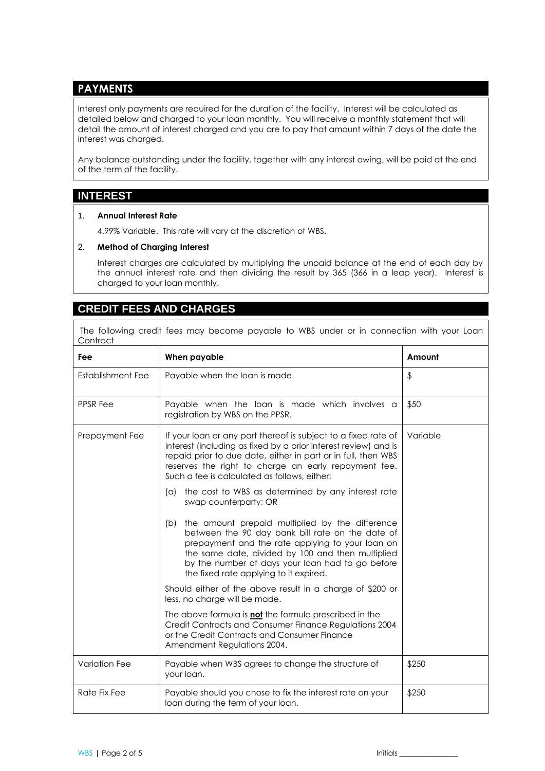## PAYMENTS

Interest only payments are required for the duration of the facility. Interest will be calculated as detailed below and charged to your loan monthly. You will receive a monthly statement that will detail the amount of interest charged and you are to pay that amount within 7 days of the date the interest was charged.

Any balance outstanding under the facility, together with any interest owing, will be paid at the end of the term of the facility.

## INTEREST

1. **Annual Interest Rate**

   4.99% Variable. This rate will vary at the discretion of WBS.

2. **Method of Charging Interest**

   Interest charges are calculated by multiplying the unpaid balance at the end of each day by the annual interest rate and then dividing the result by 365 (366 in a leap year). Interest is charged to your loan monthly.

## CREDIT FEES AND CHARGES

The following credit fees may become payable to WBS under or in connection with your Loan Contract

| Fee | When payable | Amount |
|---|---|---|
| Establishment Fee | Payable when the loan is made | $ |
| PPSR Fee | Payable when the loan is made which involves a registration by WBS on the PPSR. | $50 |
| Prepayment Fee | If your loan or any part thereof is subject to a fixed rate of interest (including as fixed by a prior interest review) and is repaid prior to due date, either in part or in full, then WBS reserves the right to charge an early repayment fee. Such a fee is calculated as follows, either:<br>(a) the cost to WBS as determined by any interest rate swap counterparty; OR<br>(b) the amount prepaid multiplied by the difference between the 90 day bank bill rate on the date of prepayment and the rate applying to your loan on the same date, divided by 100 and then multiplied by the number of days your loan had to go before the fixed rate applying to it expired.<br>Should either of the above result in a charge of $200 or less, no charge will be made.<br>The above formula is **not** the formula prescribed in the Credit Contracts and Consumer Finance Regulations 2004 or the Credit Contracts and Consumer Finance Amendment Regulations 2004. | Variable |
| Variation Fee | Payable when WBS agrees to change the structure of your loan. | $250 |
| Rate Fix Fee | Payable should you chose to fix the interest rate on your loan during the term of your loan. | $250 |

Initials _______________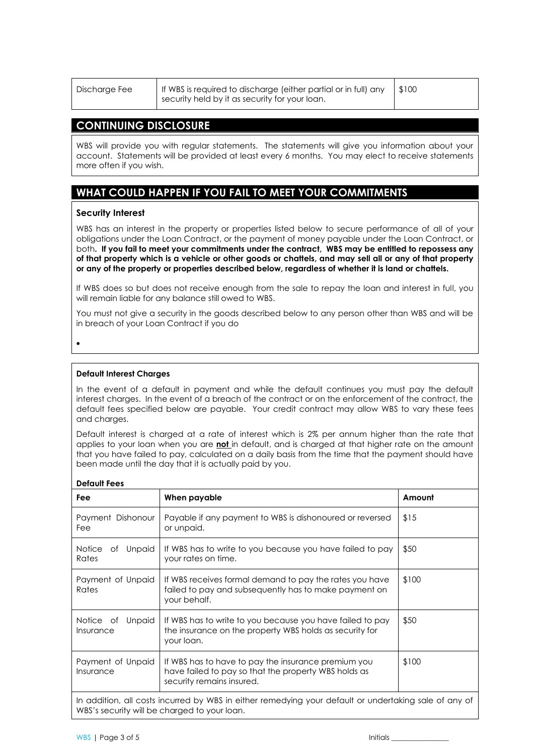| Discharge Fee | If WBS is required to discharge (either partial or in full) any security held by it as security for your loan. | $100 |
|---|---|---|

## CONTINUING DISCLOSURE

WBS will provide you with regular statements. The statements will give you information about your account. Statements will be provided at least every 6 months. You may elect to receive statements more often if you wish.

## WHAT COULD HAPPEN IF YOU FAIL TO MEET YOUR COMMITMENTS

### Security Interest

WBS has an interest in the property or properties listed below to secure performance of all of your obligations under the Loan Contract, or the payment of money payable under the Loan Contract, or both**. If you fail to meet your commitments under the contract, WBS may be entitled to repossess any of that property which is a vehicle or other goods or chattels, and may sell all or any of that property or any of the property or properties described below, regardless of whether it is land or chattels.**

If WBS does so but does not receive enough from the sale to repay the loan and interest in full, you will remain liable for any balance still owed to WBS.

You must not give a security in the goods described below to any person other than WBS and will be in breach of your Loan Contract if you do

- 

### Default Interest Charges

In the event of a default in payment and while the default continues you must pay the default interest charges. In the event of a breach of the contract or on the enforcement of the contract, the default fees specified below are payable. Your credit contract may allow WBS to vary these fees and charges.

Default interest is charged at a rate of interest which is 2% per annum higher than the rate that applies to your loan when you are **not** in default, and is charged at that higher rate on the amount that you have failed to pay, calculated on a daily basis from the time that the payment should have been made until the day that it is actually paid by you.

**Default Fees**

| Fee | When payable | Amount |
|---|---|---|
| Payment Dishonour Fee | Payable if any payment to WBS is dishonoured or reversed or unpaid. | $15 |
| Notice of Unpaid Rates | If WBS has to write to you because you have failed to pay your rates on time. | $50 |
| Payment of Unpaid Rates | If WBS receives formal demand to pay the rates you have failed to pay and subsequently has to make payment on your behalf. | $100 |
| Notice of Unpaid Insurance | If WBS has to write to you because you have failed to pay the insurance on the property WBS holds as security for your loan. | $50 |
| Payment of Unpaid Insurance | If WBS has to have to pay the insurance premium you have failed to pay so that the property WBS holds as security remains insured. | $100 |

In addition, all costs incurred by WBS in either remedying your default or undertaking sale of any of WBS's security will be charged to your loan.

Initials _______________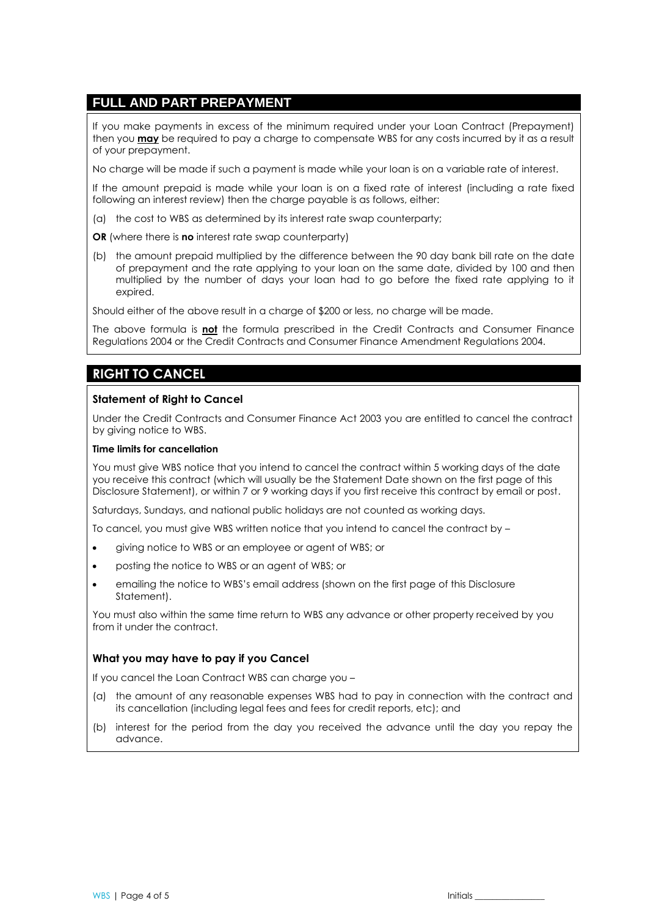## FULL AND PART PREPAYMENT

If you make payments in excess of the minimum required under your Loan Contract (Prepayment) then you **may** be required to pay a charge to compensate WBS for any costs incurred by it as a result of your prepayment.

No charge will be made if such a payment is made while your loan is on a variable rate of interest.

If the amount prepaid is made while your loan is on a fixed rate of interest (including a rate fixed following an interest review) then the charge payable is as follows, either:

(a) the cost to WBS as determined by its interest rate swap counterparty;

**OR** (where there is **no** interest rate swap counterparty)

(b) the amount prepaid multiplied by the difference between the 90 day bank bill rate on the date of prepayment and the rate applying to your loan on the same date, divided by 100 and then multiplied by the number of days your loan had to go before the fixed rate applying to it expired.

Should either of the above result in a charge of $200 or less, no charge will be made.

The above formula is **not** the formula prescribed in the Credit Contracts and Consumer Finance Regulations 2004 or the Credit Contracts and Consumer Finance Amendment Regulations 2004.

## RIGHT TO CANCEL

### Statement of Right to Cancel

Under the Credit Contracts and Consumer Finance Act 2003 you are entitled to cancel the contract by giving notice to WBS.

**Time limits for cancellation**

You must give WBS notice that you intend to cancel the contract within 5 working days of the date you receive this contract (which will usually be the Statement Date shown on the first page of this Disclosure Statement), or within 7 or 9 working days if you first receive this contract by email or post.

Saturdays, Sundays, and national public holidays are not counted as working days.

To cancel, you must give WBS written notice that you intend to cancel the contract by –

- giving notice to WBS or an employee or agent of WBS; or
- posting the notice to WBS or an agent of WBS; or
- emailing the notice to WBS's email address (shown on the first page of this Disclosure Statement).

You must also within the same time return to WBS any advance or other property received by you from it under the contract.

### What you may have to pay if you Cancel

If you cancel the Loan Contract WBS can charge you –

(a) the amount of any reasonable expenses WBS had to pay in connection with the contract and its cancellation (including legal fees and fees for credit reports, etc); and

(b) interest for the period from the day you received the advance until the day you repay the advance.

Initials ________________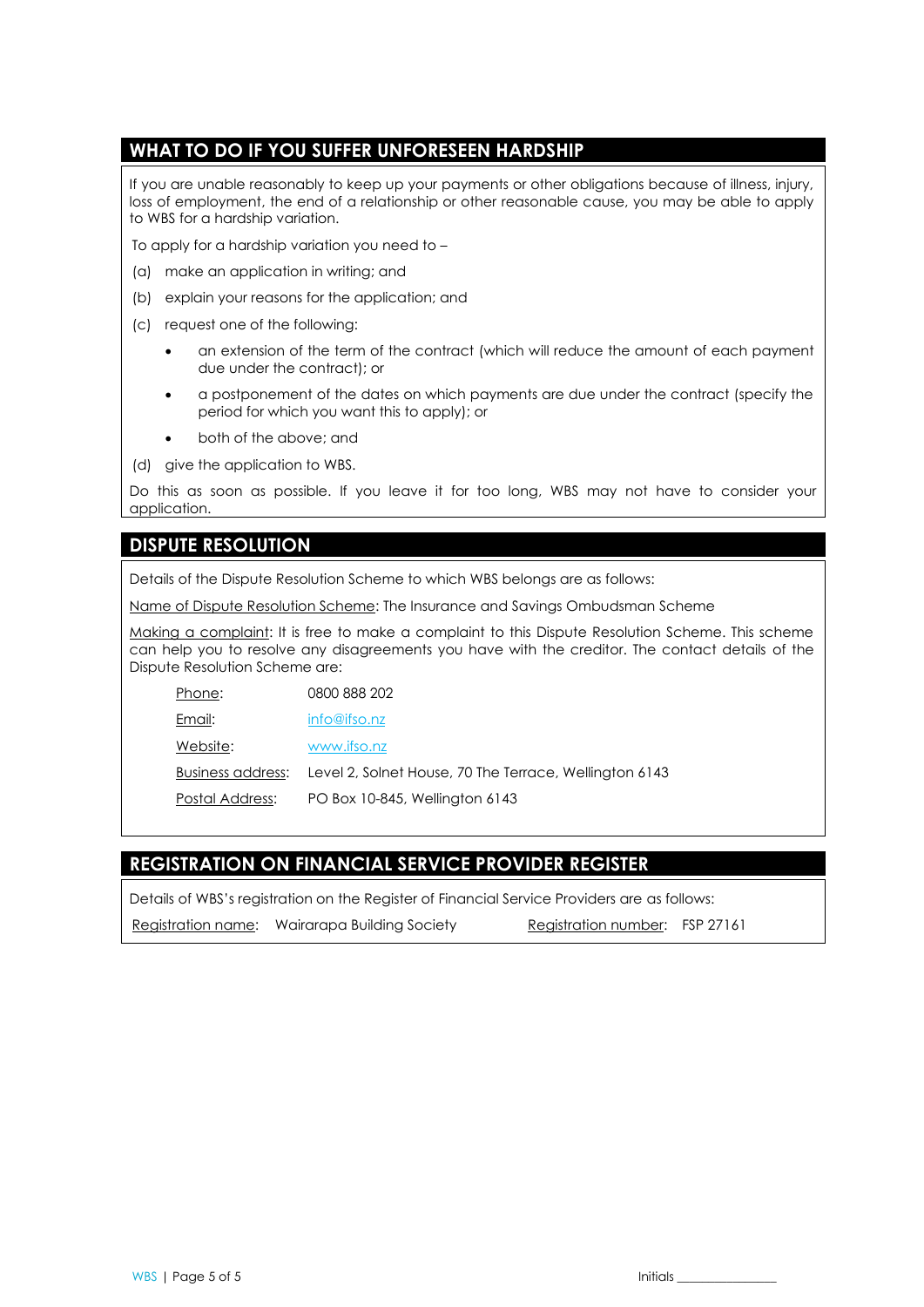## WHAT TO DO IF YOU SUFFER UNFORESEEN HARDSHIP

If you are unable reasonably to keep up your payments or other obligations because of illness, injury, loss of employment, the end of a relationship or other reasonable cause, you may be able to apply to WBS for a hardship variation.

To apply for a hardship variation you need to –

(a) make an application in writing; and

(b) explain your reasons for the application; and

(c) request one of the following:

- an extension of the term of the contract (which will reduce the amount of each payment due under the contract); or
- a postponement of the dates on which payments are due under the contract (specify the period for which you want this to apply); or
- both of the above; and

(d) give the application to WBS.

Do this as soon as possible. If you leave it for too long, WBS may not have to consider your application.

## DISPUTE RESOLUTION

Details of the Dispute Resolution Scheme to which WBS belongs are as follows:

Name of Dispute Resolution Scheme: The Insurance and Savings Ombudsman Scheme

Making a complaint: It is free to make a complaint to this Dispute Resolution Scheme. This scheme can help you to resolve any disagreements you have with the creditor. The contact details of the Dispute Resolution Scheme are:

| | |
|---|---|
| Phone: | 0800 888 202 |
| Email: | info@ifso.nz |
| Website: | www.ifso.nz |
| Business address: | Level 2, Solnet House, 70 The Terrace, Wellington 6143 |
| Postal Address: | PO Box 10-845, Wellington 6143 |

## REGISTRATION ON FINANCIAL SERVICE PROVIDER REGISTER

Details of WBS's registration on the Register of Financial Service Providers are as follows:

Registration name: Wairarapa Building Society    Registration number: FSP 27161

Initials _______________